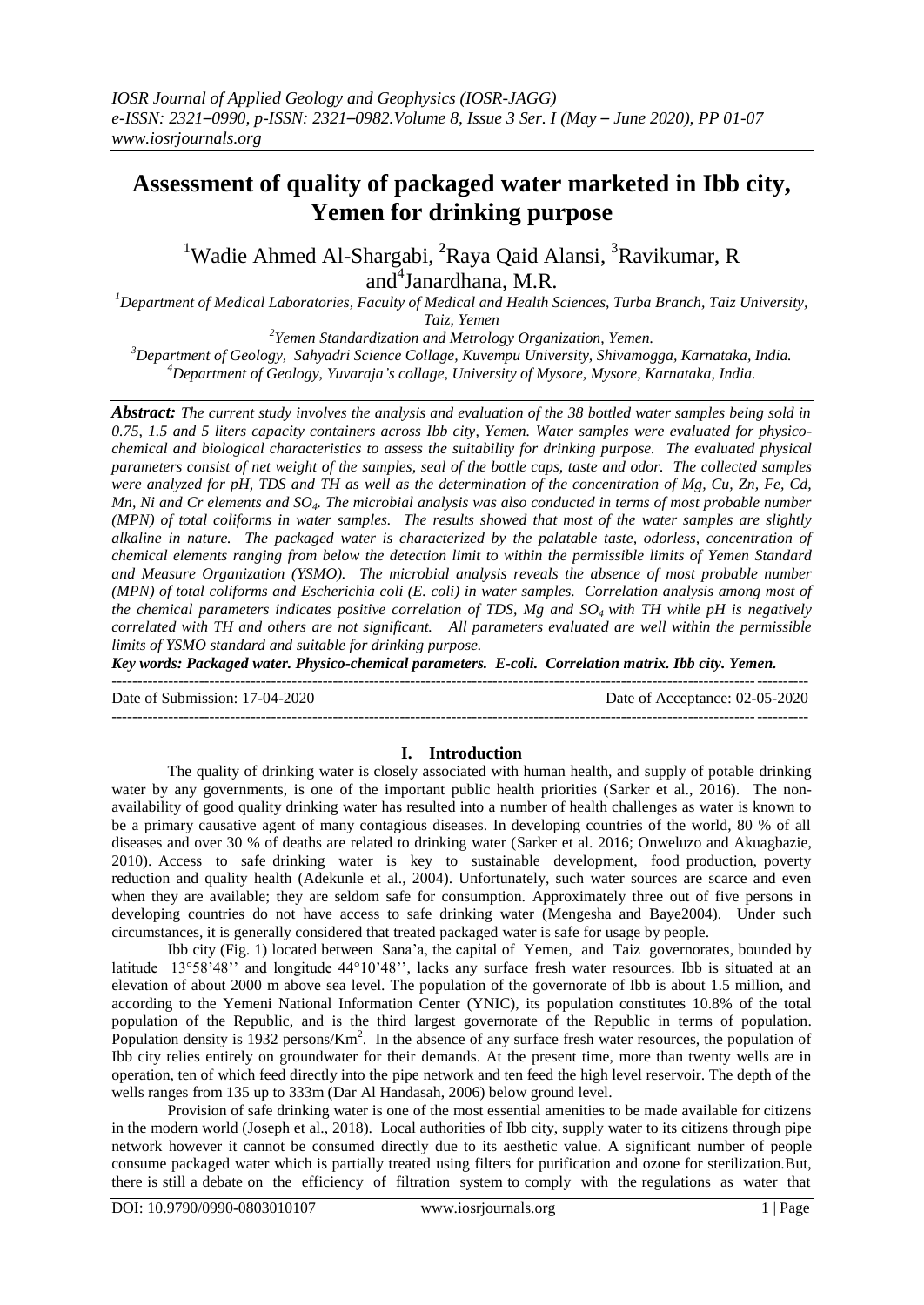# Assessment of quality of packaged water marketed in Ibb city, Yemen for drinking purpose

[1]Wadie Ahmed Al-Shargabi, **[2]**Raya Qaid Alansi, [3]Ravikumar, R and[4]Janardhana, M.R.

*[1]Department of Medical Laboratories, Faculty of Medical and Health Sciences, Turba Branch, Taiz University, Taiz, Yemen*

*[2]Yemen Standardization and Metrology Organization, Yemen.*

*[3]Department of Geology, Sahyadri Science Collage, Kuvempu University, Shivamogga, Karnataka, India.*

*[4]Department of Geology, Yuvaraja's collage, University of Mysore, Mysore, Karnataka, India.*

***Abstract:*** *The current study involves the analysis and evaluation of the 38 bottled water samples being sold in 0.75, 1.5 and 5 liters capacity containers across Ibb city, Yemen. Water samples were evaluated for physico-chemical and biological characteristics to assess the suitability for drinking purpose. The evaluated physical parameters consist of net weight of the samples, seal of the bottle caps, taste and odor. The collected samples were analyzed for pH, TDS and TH as well as the determination of the concentration of Mg, Cu, Zn, Fe, Cd, Mn, Ni and Cr elements and $SO_4$. The microbial analysis was also conducted in terms of most probable number (MPN) of total coliforms in water samples. The results showed that most of the water samples are slightly alkaline in nature. The packaged water is characterized by the palatable taste, odorless, concentration of chemical elements ranging from below the detection limit to within the permissible limits of Yemen Standard and Measure Organization (YSMO). The microbial analysis reveals the absence of most probable number (MPN) of total coliforms and Escherichia coli (E. coli) in water samples. Correlation analysis among most of the chemical parameters indicates positive correlation of TDS, Mg and $SO_4$ with TH while pH is negatively correlated with TH and others are not significant. All parameters evaluated are well within the permissible limits of YSMO standard and suitable for drinking purpose.*

***Key words: Packaged water. Physico-chemical parameters. E-coli. Correlation matrix. Ibb city. Yemen.***

---

Date of Submission: 17-04-2020 Date of Acceptance: 02-05-2020

---

## I. Introduction

The quality of drinking water is closely associated with human health, and supply of potable drinking water by any governments, is one of the important public health priorities (Sarker et al., 2016). The non-availability of good quality drinking water has resulted into a number of health challenges as water is known to be a primary causative agent of many contagious diseases. In developing countries of the world, 80 % of all diseases and over 30 % of deaths are related to drinking water (Sarker et al. 2016; Onweluzo and Akuagbazie, 2010). Access to safe drinking water is key to sustainable development, food production, poverty reduction and quality health (Adekunle et al., 2004). Unfortunately, such water sources are scarce and even when they are available; they are seldom safe for consumption. Approximately three out of five persons in developing countries do not have access to safe drinking water (Mengesha and Baye2004). Under such circumstances, it is generally considered that treated packaged water is safe for usage by people.

Ibb city (Fig. 1) located between Sana'a, the capital of Yemen, and Taiz governorates, bounded by latitude 13°58'48'' and longitude 44°10'48'', lacks any surface fresh water resources. Ibb is situated at an elevation of about 2000 m above sea level. The population of the governorate of Ibb is about 1.5 million, and according to the Yemeni National Information Center (YNIC), its population constitutes 10.8% of the total population of the Republic, and is the third largest governorate of the Republic in terms of population. Population density is 1932 persons/Km$^2$. In the absence of any surface fresh water resources, the population of Ibb city relies entirely on groundwater for their demands. At the present time, more than twenty wells are in operation, ten of which feed directly into the pipe network and ten feed the high level reservoir. The depth of the wells ranges from 135 up to 333m (Dar Al Handasah, 2006) below ground level.

Provision of safe drinking water is one of the most essential amenities to be made available for citizens in the modern world (Joseph et al., 2018). Local authorities of Ibb city, supply water to its citizens through pipe network however it cannot be consumed directly due to its aesthetic value. A significant number of people consume packaged water which is partially treated using filters for purification and ozone for sterilization.But, there is still a debate on the efficiency of filtration system to comply with the regulations as water that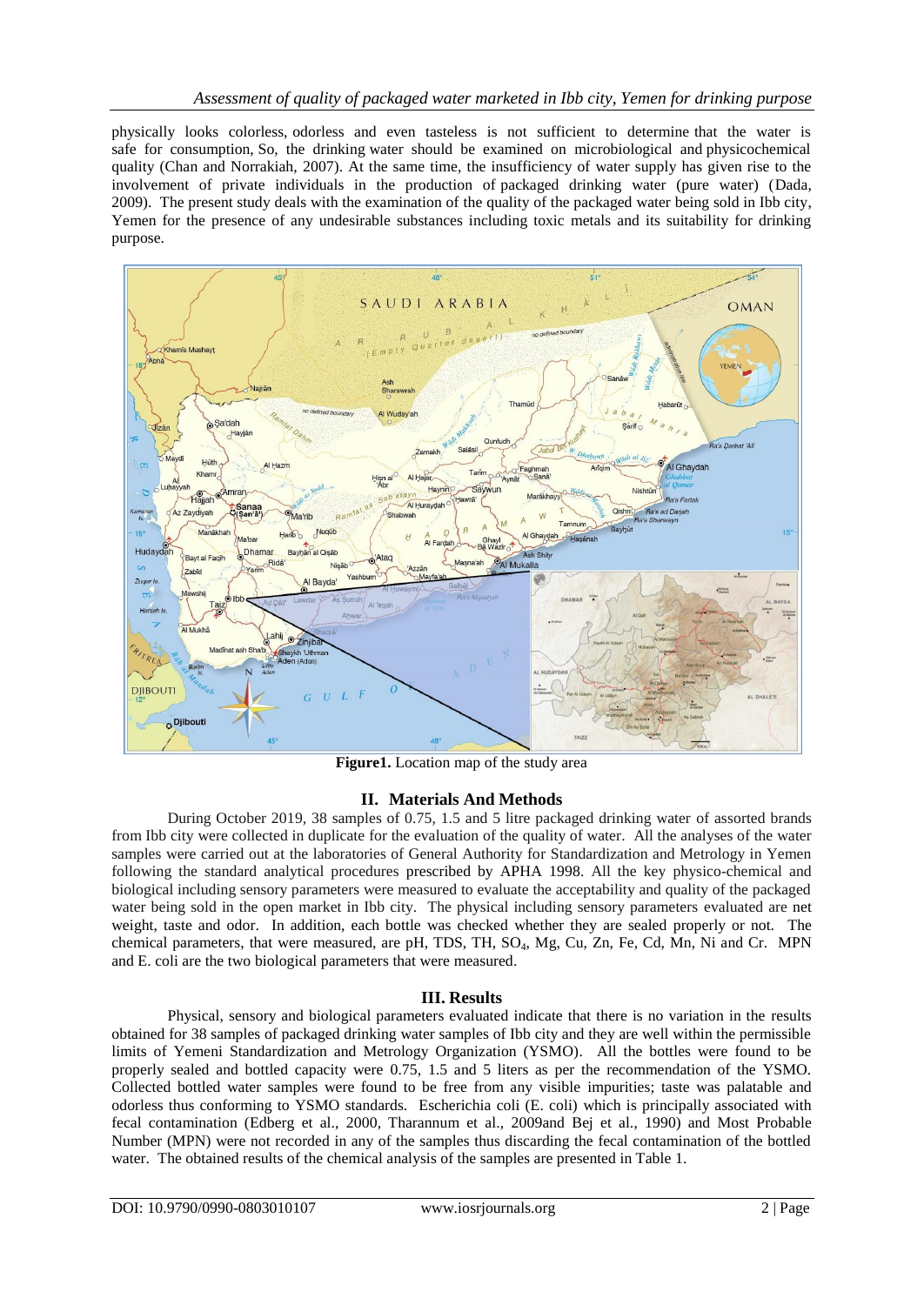physically looks colorless, odorless and even tasteless is not sufficient to determine that the water is safe for consumption, So, the drinking water should be examined on microbiological and physicochemical quality (Chan and Norrakiah, 2007). At the same time, the insufficiency of water supply has given rise to the involvement of private individuals in the production of packaged drinking water (pure water) (Dada, 2009). The present study deals with the examination of the quality of the packaged water being sold in Ibb city, Yemen for the presence of any undesirable substances including toxic metals and its suitability for drinking purpose.

**Figure1.** Location map of the study area

## II. Materials And Methods

During October 2019, 38 samples of 0.75, 1.5 and 5 litre packaged drinking water of assorted brands from Ibb city were collected in duplicate for the evaluation of the quality of water. All the analyses of the water samples were carried out at the laboratories of General Authority for Standardization and Metrology in Yemen following the standard analytical procedures prescribed by APHA 1998. All the key physico-chemical and biological including sensory parameters were measured to evaluate the acceptability and quality of the packaged water being sold in the open market in Ibb city. The physical including sensory parameters evaluated are net weight, taste and odor. In addition, each bottle was checked whether they are sealed properly or not. The chemical parameters, that were measured, are pH, TDS, TH, $SO_4$, Mg, Cu, Zn, Fe, Cd, Mn, Ni and Cr. MPN and E. coli are the two biological parameters that were measured.

## III. Results

Physical, sensory and biological parameters evaluated indicate that there is no variation in the results obtained for 38 samples of packaged drinking water samples of Ibb city and they are well within the permissible limits of Yemeni Standardization and Metrology Organization (YSMO). All the bottles were found to be properly sealed and bottled capacity were 0.75, 1.5 and 5 liters as per the recommendation of the YSMO. Collected bottled water samples were found to be free from any visible impurities; taste was palatable and odorless thus conforming to YSMO standards. Escherichia coli (E. coli) which is principally associated with fecal contamination (Edberg et al., 2000, Tharannum et al., 2009and Bej et al., 1990) and Most Probable Number (MPN) were not recorded in any of the samples thus discarding the fecal contamination of the bottled water. The obtained results of the chemical analysis of the samples are presented in Table 1.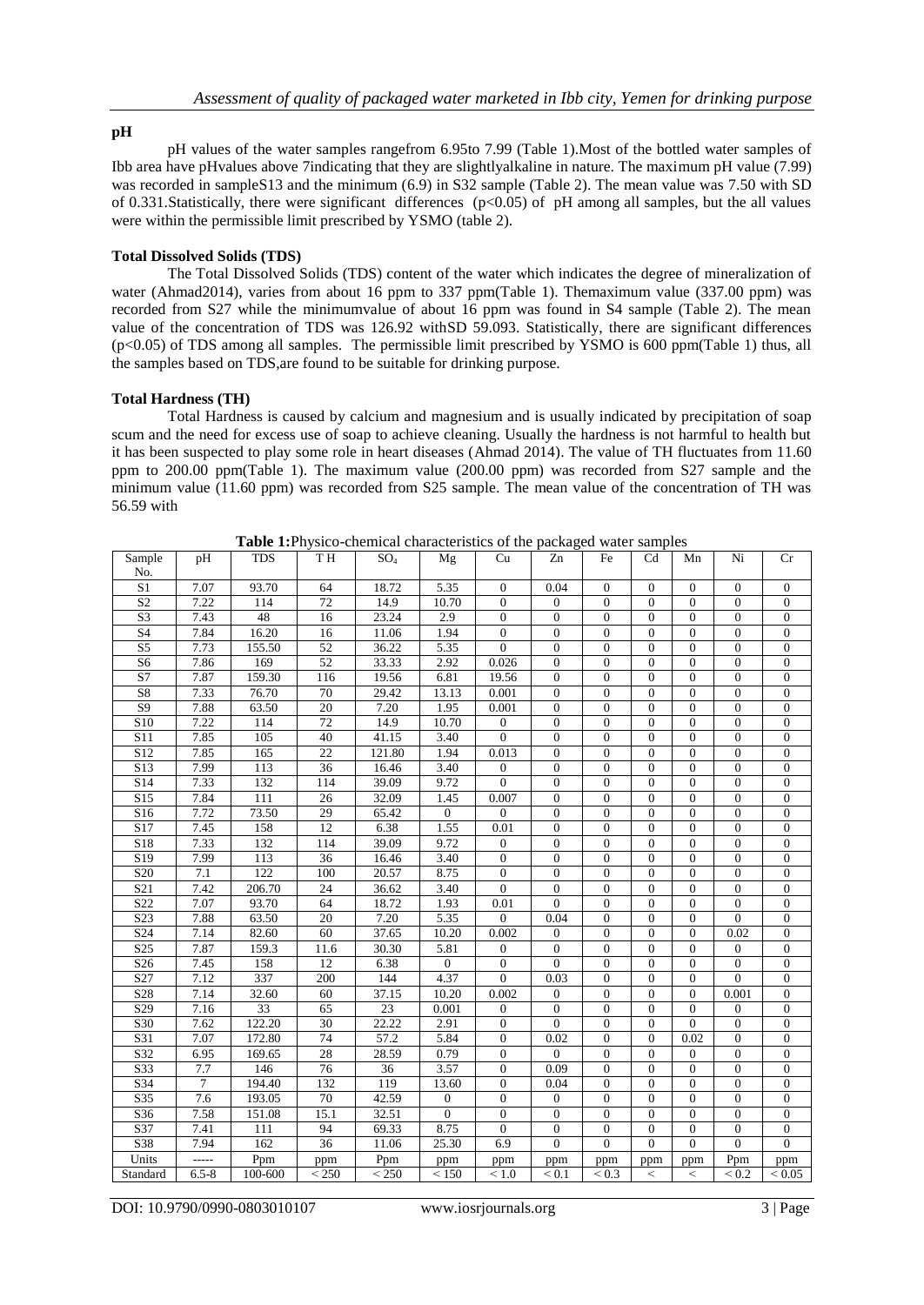**pH**

pH values of the water samples rangefrom 6.95to 7.99 (Table 1).Most of the bottled water samples of Ibb area have pHvalues above 7indicating that they are slightlyalkaline in nature. The maximum pH value (7.99) was recorded in sampleS13 and the minimum (6.9) in S32 sample (Table 2). The mean value was 7.50 with SD of 0.331.Statistically, there were significant differences ($p<0.05$) of pH among all samples, but the all values were within the permissible limit prescribed by YSMO (table 2).

**Total Dissolved Solids (TDS)**

The Total Dissolved Solids (TDS) content of the water which indicates the degree of mineralization of water (Ahmad2014), varies from about 16 ppm to 337 ppm(Table 1). Themaximum value (337.00 ppm) was recorded from S27 while the minimumvalue of about 16 ppm was found in S4 sample (Table 2). The mean value of the concentration of TDS was 126.92 withSD 59.093. Statistically, there are significant differences ($p<0.05$) of TDS among all samples. The permissible limit prescribed by YSMO is 600 ppm(Table 1) thus, all the samples based on TDS,are found to be suitable for drinking purpose.

**Total Hardness (TH)**

Total Hardness is caused by calcium and magnesium and is usually indicated by precipitation of soap scum and the need for excess use of soap to achieve cleaning. Usually the hardness is not harmful to health but it has been suspected to play some role in heart diseases (Ahmad 2014). The value of TH fluctuates from 11.60 ppm to 200.00 ppm(Table 1). The maximum value (200.00 ppm) was recorded from S27 sample and the minimum value (11.60 ppm) was recorded from S25 sample. The mean value of the concentration of TH was 56.59 with

**Table 1:**Physico-chemical characteristics of the packaged water samples

| Sample No. | pH | TDS | T H | $SO_4$ | Mg | Cu | Zn | Fe | Cd | Mn | Ni | Cr |
|---|---|---|---|---|---|---|---|---|---|---|---|---|
| S1 | 7.07 | 93.70 | 64 | 18.72 | 5.35 | 0 | 0.04 | 0 | 0 | 0 | 0 | 0 |
| S2 | 7.22 | 114 | 72 | 14.9 | 10.70 | 0 | 0 | 0 | 0 | 0 | 0 | 0 |
| S3 | 7.43 | 48 | 16 | 23.24 | 2.9 | 0 | 0 | 0 | 0 | 0 | 0 | 0 |
| S4 | 7.84 | 16.20 | 16 | 11.06 | 1.94 | 0 | 0 | 0 | 0 | 0 | 0 | 0 |
| S5 | 7.73 | 155.50 | 52 | 36.22 | 5.35 | 0 | 0 | 0 | 0 | 0 | 0 | 0 |
| S6 | 7.86 | 169 | 52 | 33.33 | 2.92 | 0.026 | 0 | 0 | 0 | 0 | 0 | 0 |
| S7 | 7.87 | 159.30 | 116 | 19.56 | 6.81 | 19.56 | 0 | 0 | 0 | 0 | 0 | 0 |
| S8 | 7.33 | 76.70 | 70 | 29.42 | 13.13 | 0.001 | 0 | 0 | 0 | 0 | 0 | 0 |
| S9 | 7.88 | 63.50 | 20 | 7.20 | 1.95 | 0.001 | 0 | 0 | 0 | 0 | 0 | 0 |
| S10 | 7.22 | 114 | 72 | 14.9 | 10.70 | 0 | 0 | 0 | 0 | 0 | 0 | 0 |
| S11 | 7.85 | 105 | 40 | 41.15 | 3.40 | 0 | 0 | 0 | 0 | 0 | 0 | 0 |
| S12 | 7.85 | 165 | 22 | 121.80 | 1.94 | 0.013 | 0 | 0 | 0 | 0 | 0 | 0 |
| S13 | 7.99 | 113 | 36 | 16.46 | 3.40 | 0 | 0 | 0 | 0 | 0 | 0 | 0 |
| S14 | 7.33 | 132 | 114 | 39.09 | 9.72 | 0 | 0 | 0 | 0 | 0 | 0 | 0 |
| S15 | 7.84 | 111 | 26 | 32.09 | 1.45 | 0.007 | 0 | 0 | 0 | 0 | 0 | 0 |
| S16 | 7.72 | 73.50 | 29 | 65.42 | 0 | 0 | 0 | 0 | 0 | 0 | 0 | 0 |
| S17 | 7.45 | 158 | 12 | 6.38 | 1.55 | 0.01 | 0 | 0 | 0 | 0 | 0 | 0 |
| S18 | 7.33 | 132 | 114 | 39.09 | 9.72 | 0 | 0 | 0 | 0 | 0 | 0 | 0 |
| S19 | 7.99 | 113 | 36 | 16.46 | 3.40 | 0 | 0 | 0 | 0 | 0 | 0 | 0 |
| S20 | 7.1 | 122 | 100 | 20.57 | 8.75 | 0 | 0 | 0 | 0 | 0 | 0 | 0 |
| S21 | 7.42 | 206.70 | 24 | 36.62 | 3.40 | 0 | 0 | 0 | 0 | 0 | 0 | 0 |
| S22 | 7.07 | 93.70 | 64 | 18.72 | 1.93 | 0.01 | 0 | 0 | 0 | 0 | 0 | 0 |
| S23 | 7.88 | 63.50 | 20 | 7.20 | 5.35 | 0 | 0.04 | 0 | 0 | 0 | 0 | 0 |
| S24 | 7.14 | 82.60 | 60 | 37.65 | 10.20 | 0.002 | 0 | 0 | 0 | 0 | 0.02 | 0 |
| S25 | 7.87 | 159.3 | 11.6 | 30.30 | 5.81 | 0 | 0 | 0 | 0 | 0 | 0 | 0 |
| S26 | 7.45 | 158 | 12 | 6.38 | 0 | 0 | 0 | 0 | 0 | 0 | 0 | 0 |
| S27 | 7.12 | 337 | 200 | 144 | 4.37 | 0 | 0.03 | 0 | 0 | 0 | 0 | 0 |
| S28 | 7.14 | 32.60 | 60 | 37.15 | 10.20 | 0.002 | 0 | 0 | 0 | 0 | 0.001 | 0 |
| S29 | 7.16 | 33 | 65 | 23 | 0.001 | 0 | 0 | 0 | 0 | 0 | 0 | 0 |
| S30 | 7.62 | 122.20 | 30 | 22.22 | 2.91 | 0 | 0 | 0 | 0 | 0 | 0 | 0 |
| S31 | 7.07 | 172.80 | 74 | 57.2 | 5.84 | 0 | 0.02 | 0 | 0 | 0.02 | 0 | 0 |
| S32 | 6.95 | 169.65 | 28 | 28.59 | 0.79 | 0 | 0 | 0 | 0 | 0 | 0 | 0 |
| S33 | 7.7 | 146 | 76 | 36 | 3.57 | 0 | 0.09 | 0 | 0 | 0 | 0 | 0 |
| S34 | 7 | 194.40 | 132 | 119 | 13.60 | 0 | 0.04 | 0 | 0 | 0 | 0 | 0 |
| S35 | 7.6 | 193.05 | 70 | 42.59 | 0 | 0 | 0 | 0 | 0 | 0 | 0 | 0 |
| S36 | 7.58 | 151.08 | 15.1 | 32.51 | 0 | 0 | 0 | 0 | 0 | 0 | 0 | 0 |
| S37 | 7.41 | 111 | 94 | 69.33 | 8.75 | 0 | 0 | 0 | 0 | 0 | 0 | 0 |
| S38 | 7.94 | 162 | 36 | 11.06 | 25.30 | 6.9 | 0 | 0 | 0 | 0 | 0 | 0 |
| Units | ----- | Ppm | ppm | Ppm | ppm | ppm | ppm | ppm | ppm | ppm | Ppm | ppm |
| Standard | 6.5-8 | 100-600 | < 250 | < 250 | < 150 | < 1.0 | < 0.1 | < 0.3 | < | < | < 0.2 | < 0.05 |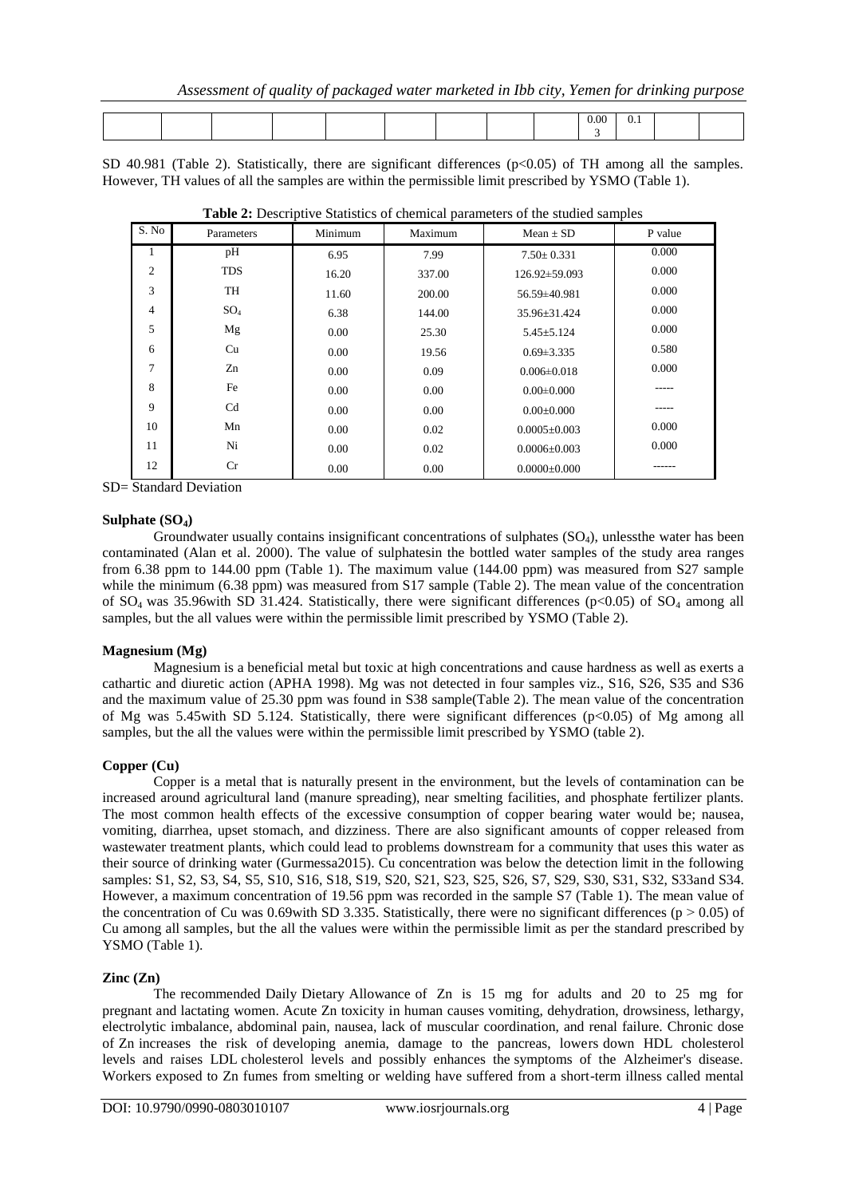| | | | | | | | | | 0.003 | 0.1 | | |
|---|---|---|---|---|---|---|---|---|---|---|---|---|

SD 40.981 (Table 2). Statistically, there are significant differences ($p<0.05$) of TH among all the samples. However, TH values of all the samples are within the permissible limit prescribed by YSMO (Table 1).

**Table 2:** Descriptive Statistics of chemical parameters of the studied samples

| S. No | Parameters | Minimum | Maximum | Mean ± SD | P value |
|---|---|---|---|---|---|
| 1 | pH | 6.95 | 7.99 | 7.50± 0.331 | 0.000 |
| 2 | TDS | 16.20 | 337.00 | 126.92±59.093 | 0.000 |
| 3 | TH | 11.60 | 200.00 | 56.59±40.981 | 0.000 |
| 4 | $SO_4$ | 6.38 | 144.00 | 35.96±31.424 | 0.000 |
| 5 | Mg | 0.00 | 25.30 | 5.45±5.124 | 0.000 |
| 6 | Cu | 0.00 | 19.56 | 0.69±3.335 | 0.580 |
| 7 | Zn | 0.00 | 0.09 | 0.006±0.018 | 0.000 |
| 8 | Fe | 0.00 | 0.00 | 0.00±0.000 | ----- |
| 9 | Cd | 0.00 | 0.00 | 0.00±0.000 | ----- |
| 10 | Mn | 0.00 | 0.02 | 0.0005±0.003 | 0.000 |
| 11 | Ni | 0.00 | 0.02 | 0.0006±0.003 | 0.000 |
| 12 | Cr | 0.00 | 0.00 | 0.0000±0.000 | ------ |

SD= Standard Deviation

**Sulphate ($SO_4$)**

Groundwater usually contains insignificant concentrations of sulphates ($SO_4$), unlessthe water has been contaminated (Alan et al. 2000). The value of sulphatesin the bottled water samples of the study area ranges from 6.38 ppm to 144.00 ppm (Table 1). The maximum value (144.00 ppm) was measured from S27 sample while the minimum (6.38 ppm) was measured from S17 sample (Table 2). The mean value of the concentration of $SO_4$ was 35.96with SD 31.424. Statistically, there were significant differences ($p<0.05$) of $SO_4$ among all samples, but the all values were within the permissible limit prescribed by YSMO (Table 2).

**Magnesium (Mg)**

Magnesium is a beneficial metal but toxic at high concentrations and cause hardness as well as exerts a cathartic and diuretic action (APHA 1998). Mg was not detected in four samples viz., S16, S26, S35 and S36 and the maximum value of 25.30 ppm was found in S38 sample(Table 2). The mean value of the concentration of Mg was 5.45with SD 5.124. Statistically, there were significant differences ($p<0.05$) of Mg among all samples, but the all the values were within the permissible limit prescribed by YSMO (table 2).

**Copper (Cu)**

Copper is a metal that is naturally present in the environment, but the levels of contamination can be increased around agricultural land (manure spreading), near smelting facilities, and phosphate fertilizer plants. The most common health effects of the excessive consumption of copper bearing water would be; nausea, vomiting, diarrhea, upset stomach, and dizziness. There are also significant amounts of copper released from wastewater treatment plants, which could lead to problems downstream for a community that uses this water as their source of drinking water (Gurmessa2015). Cu concentration was below the detection limit in the following samples: S1, S2, S3, S4, S5, S10, S16, S18, S19, S20, S21, S23, S25, S26, S7, S29, S30, S31, S32, S33and S34. However, a maximum concentration of 19.56 ppm was recorded in the sample S7 (Table 1). The mean value of the concentration of Cu was 0.69with SD 3.335. Statistically, there were no significant differences ($p > 0.05$) of Cu among all samples, but the all the values were within the permissible limit as per the standard prescribed by YSMO (Table 1).

**Zinc (Zn)**

The recommended Daily Dietary Allowance of Zn is 15 mg for adults and 20 to 25 mg for pregnant and lactating women. Acute Zn toxicity in human causes vomiting, dehydration, drowsiness, lethargy, electrolytic imbalance, abdominal pain, nausea, lack of muscular coordination, and renal failure. Chronic dose of Zn increases the risk of developing anemia, damage to the pancreas, lowers down HDL cholesterol levels and raises LDL cholesterol levels and possibly enhances the symptoms of the Alzheimer's disease. Workers exposed to Zn fumes from smelting or welding have suffered from a short-term illness called mental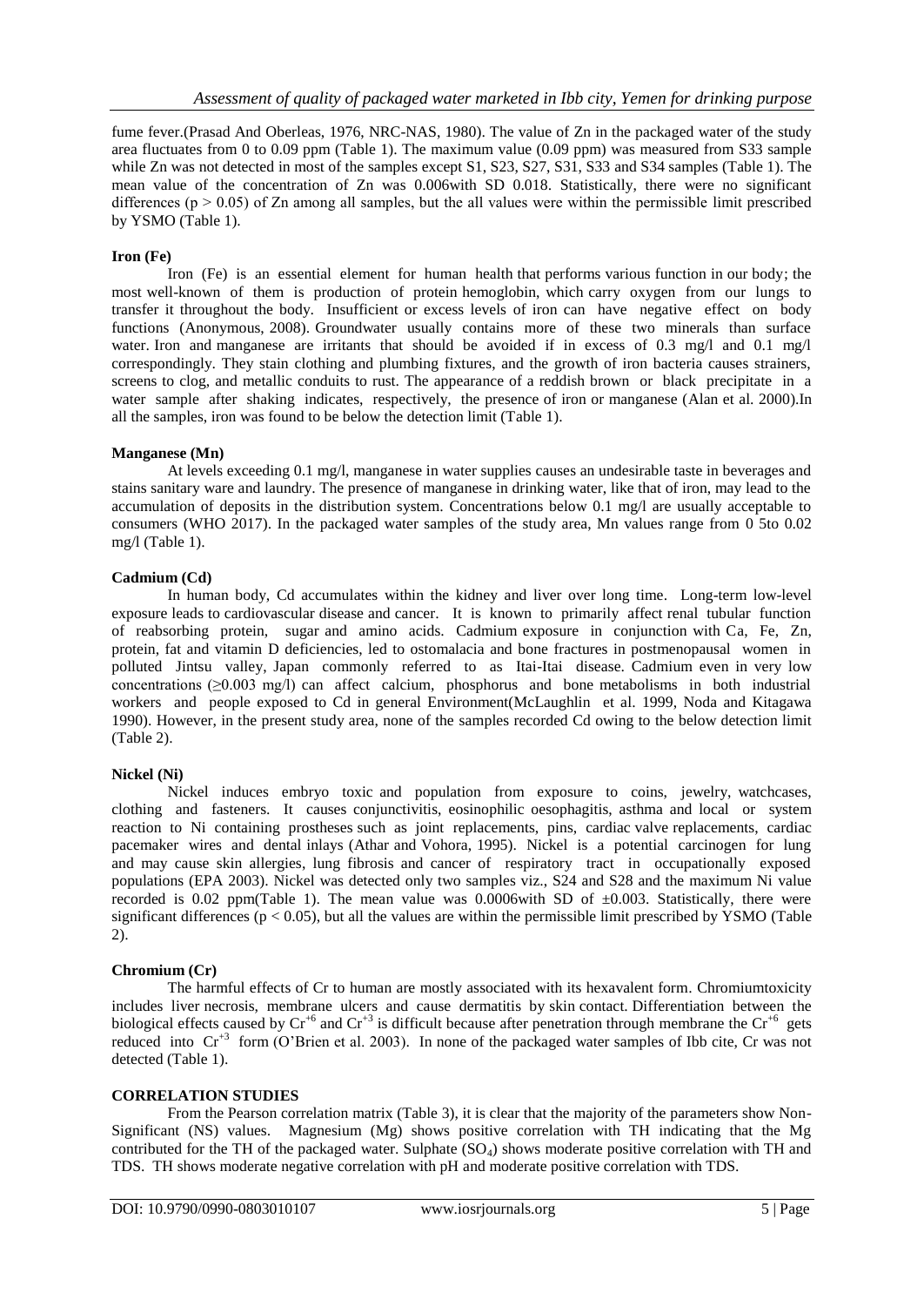fume fever.(Prasad And Oberleas, 1976, NRC-NAS, 1980). The value of Zn in the packaged water of the study area fluctuates from 0 to 0.09 ppm (Table 1). The maximum value (0.09 ppm) was measured from S33 sample while Zn was not detected in most of the samples except S1, S23, S27, S31, S33 and S34 samples (Table 1). The mean value of the concentration of Zn was 0.006with SD 0.018. Statistically, there were no significant differences ($p > 0.05$) of Zn among all samples, but the all values were within the permissible limit prescribed by YSMO (Table 1).

**Iron (Fe)**

Iron (Fe) is an essential element for human health that performs various function in our body; the most well-known of them is production of protein hemoglobin, which carry oxygen from our lungs to transfer it throughout the body. Insufficient or excess levels of iron can have negative effect on body functions (Anonymous, 2008). Groundwater usually contains more of these two minerals than surface water. Iron and manganese are irritants that should be avoided if in excess of 0.3 mg/l and 0.1 mg/l correspondingly. They stain clothing and plumbing fixtures, and the growth of iron bacteria causes strainers, screens to clog, and metallic conduits to rust. The appearance of a reddish brown or black precipitate in a water sample after shaking indicates, respectively, the presence of iron or manganese (Alan et al. 2000).In all the samples, iron was found to be below the detection limit (Table 1).

**Manganese (Mn)**

At levels exceeding 0.1 mg/l, manganese in water supplies causes an undesirable taste in beverages and stains sanitary ware and laundry. The presence of manganese in drinking water, like that of iron, may lead to the accumulation of deposits in the distribution system. Concentrations below 0.1 mg/l are usually acceptable to consumers (WHO 2017). In the packaged water samples of the study area, Mn values range from 0 5to 0.02 mg/l (Table 1).

**Cadmium (Cd)**

In human body, Cd accumulates within the kidney and liver over long time. Long-term low-level exposure leads to cardiovascular disease and cancer. It is known to primarily affect renal tubular function of reabsorbing protein, sugar and amino acids. Cadmium exposure in conjunction with Ca, Fe, Zn, protein, fat and vitamin D deficiencies, led to ostomalacia and bone fractures in postmenopausal women in polluted Jintsu valley, Japan commonly referred to as Itai-Itai disease. Cadmium even in very low concentrations ($\geq$0.003 mg/l) can affect calcium, phosphorus and bone metabolisms in both industrial workers and people exposed to Cd in general Environment(McLaughlin et al. 1999, Noda and Kitagawa 1990). However, in the present study area, none of the samples recorded Cd owing to the below detection limit (Table 2).

**Nickel (Ni)**

Nickel induces embryo toxic and population from exposure to coins, jewelry, watchcases, clothing and fasteners. It causes conjunctivitis, eosinophilic oesophagitis, asthma and local or system reaction to Ni containing prostheses such as joint replacements, pins, cardiac valve replacements, cardiac pacemaker wires and dental inlays (Athar and Vohora, 1995). Nickel is a potential carcinogen for lung and may cause skin allergies, lung fibrosis and cancer of respiratory tract in occupationally exposed populations (EPA 2003). Nickel was detected only two samples viz., S24 and S28 and the maximum Ni value recorded is 0.02 ppm(Table 1). The mean value was 0.0006with SD of $\pm$0.003. Statistically, there were significant differences ($p < 0.05$), but all the values are within the permissible limit prescribed by YSMO (Table 2).

**Chromium (Cr)**

The harmful effects of Cr to human are mostly associated with its hexavalent form. Chromiumtoxicity includes liver necrosis, membrane ulcers and cause dermatitis by skin contact. Differentiation between the biological effects caused by $Cr^{+6}$ and $Cr^{+3}$ is difficult because after penetration through membrane the $Cr^{+6}$ gets reduced into $Cr^{+3}$ form (O'Brien et al. 2003). In none of the packaged water samples of Ibb cite, Cr was not detected (Table 1).

**CORRELATION STUDIES**

From the Pearson correlation matrix (Table 3), it is clear that the majority of the parameters show Non-Significant (NS) values. Magnesium (Mg) shows positive correlation with TH indicating that the Mg contributed for the TH of the packaged water. Sulphate ($SO_4$) shows moderate positive correlation with TH and TDS. TH shows moderate negative correlation with pH and moderate positive correlation with TDS.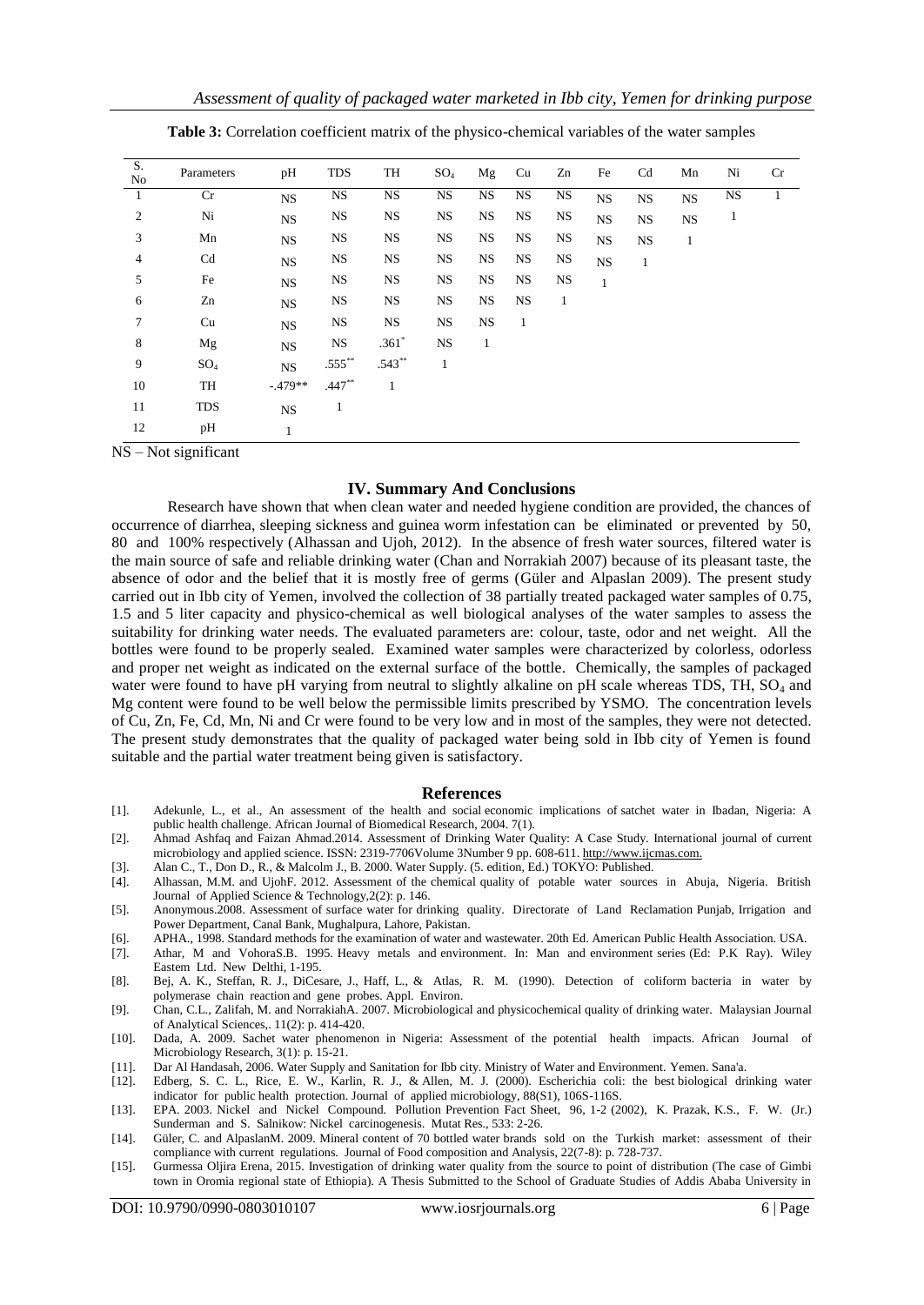**Table 3:** Correlation coefficient matrix of the physico-chemical variables of the water samples

| S. No | Parameters | pH | TDS | TH | $SO_4$ | Mg | Cu | Zn | Fe | Cd | Mn | Ni | Cr |
|---|---|---|---|---|---|---|---|---|---|---|---|---|---|
| 1 | Cr | NS | NS | NS | NS | NS | NS | NS | NS | NS | NS | NS | 1 |
| 2 | Ni | NS | NS | NS | NS | NS | NS | NS | NS | NS | NS | 1 | |
| 3 | Mn | NS | NS | NS | NS | NS | NS | NS | NS | NS | 1 | | |
| 4 | Cd | NS | NS | NS | NS | NS | NS | NS | NS | 1 | | | |
| 5 | Fe | NS | NS | NS | NS | NS | NS | NS | 1 | | | | |
| 6 | Zn | NS | NS | NS | NS | NS | NS | 1 | | | | | |
| 7 | Cu | NS | NS | NS | NS | NS | 1 | | | | | | |
| 8 | Mg | NS | NS | .361* | NS | 1 | | | | | | | |
| 9 | $SO_4$ | NS | .555** | .543** | 1 | | | | | | | | |
| 10 | TH | -.479** | .447** | 1 | | | | | | | | | |
| 11 | TDS | NS | 1 | | | | | | | | | | |
| 12 | pH | 1 | | | | | | | | | | | |

NS – Not significant

## IV. Summary And Conclusions

Research have shown that when clean water and needed hygiene condition are provided, the chances of occurrence of diarrhea, sleeping sickness and guinea worm infestation can be eliminated or prevented by 50, 80 and 100% respectively (Alhassan and Ujoh, 2012). In the absence of fresh water sources, filtered water is the main source of safe and reliable drinking water (Chan and Norrakiah 2007) because of its pleasant taste, the absence of odor and the belief that it is mostly free of germs (Güler and Alpaslan 2009). The present study carried out in Ibb city of Yemen, involved the collection of 38 partially treated packaged water samples of 0.75, 1.5 and 5 liter capacity and physico-chemical as well biological analyses of the water samples to assess the suitability for drinking water needs. The evaluated parameters are: colour, taste, odor and net weight. All the bottles were found to be properly sealed. Examined water samples were characterized by colorless, odorless and proper net weight as indicated on the external surface of the bottle. Chemically, the samples of packaged water were found to have pH varying from neutral to slightly alkaline on pH scale whereas TDS, TH, $SO_4$ and Mg content were found to be well below the permissible limits prescribed by YSMO. The concentration levels of Cu, Zn, Fe, Cd, Mn, Ni and Cr were found to be very low and in most of the samples, they were not detected. The present study demonstrates that the quality of packaged water being sold in Ibb city of Yemen is found suitable and the partial water treatment being given is satisfactory.

## References

[1]. Adekunle, L., et al., An assessment of the health and social economic implications of satchet water in Ibadan, Nigeria: A public health challenge. African Journal of Biomedical Research, 2004. 7(1).

[2]. Ahmad Ashfaq and Faizan Ahmad.2014. Assessment of Drinking Water Quality: A Case Study. International journal of current microbiology and applied science. ISSN: 2319-7706Volume 3Number 9 pp. 608-611. http://www.ijcmas.com.

[3]. Alan C., T., Don D., R., & Malcolm J., B. 2000. Water Supply. (5. edition, Ed.) TOKYO: Published.

[4]. Alhassan, M.M. and UjohF. 2012. Assessment of the chemical quality of potable water sources in Abuja, Nigeria. British Journal of Applied Science & Technology,2(2): p. 146.

[5]. Anonymous.2008. Assessment of surface water for drinking quality. Directorate of Land Reclamation Punjab, Irrigation and Power Department, Canal Bank, Mughalpura, Lahore, Pakistan.

[6]. APHA., 1998. Standard methods for the examination of water and wastewater. 20th Ed. American Public Health Association. USA.

[7]. Athar, M and VohoraS.B. 1995. Heavy metals and environment. In: Man and environment series (Ed: P.K Ray). Wiley Eastem Ltd. New Delthi, 1-195.

[8]. Bej, A. K., Steffan, R. J., DiCesare, J., Haff, L., & Atlas, R. M. (1990). Detection of coliform bacteria in water by polymerase chain reaction and gene probes. Appl. Environ.

[9]. Chan, C.L., Zalifah, M. and NorrakiahA. 2007. Microbiological and physicochemical quality of drinking water. Malaysian Journal of Analytical Sciences,. 11(2): p. 414-420.

[10]. Dada, A. 2009. Sachet water phenomenon in Nigeria: Assessment of the potential health impacts. African Journal of Microbiology Research, 3(1): p. 15-21.

[11]. Dar Al Handasah, 2006. Water Supply and Sanitation for Ibb city. Ministry of Water and Environment. Yemen. Sana'a.

[12]. Edberg, S. C. L., Rice, E. W., Karlin, R. J., & Allen, M. J. (2000). Escherichia coli: the best biological drinking water indicator for public health protection. Journal of applied microbiology, 88(S1), 106S-116S.

[13]. EPA. 2003. Nickel and Nickel Compound. Pollution Prevention Fact Sheet, 96, 1-2 (2002), K. Prazak, K.S., F. W. (Jr.) Sunderman and S. Salnikow: Nickel carcinogenesis. Mutat Res., 533: 2-26.

[14]. Güler, C. and AlpaslanM. 2009. Mineral content of 70 bottled water brands sold on the Turkish market: assessment of their compliance with current regulations. Journal of Food composition and Analysis, 22(7-8): p. 728-737.

[15]. Gurmessa Oljira Erena, 2015. Investigation of drinking water quality from the source to point of distribution (The case of Gimbi town in Oromia regional state of Ethiopia). A Thesis Submitted to the School of Graduate Studies of Addis Ababa University in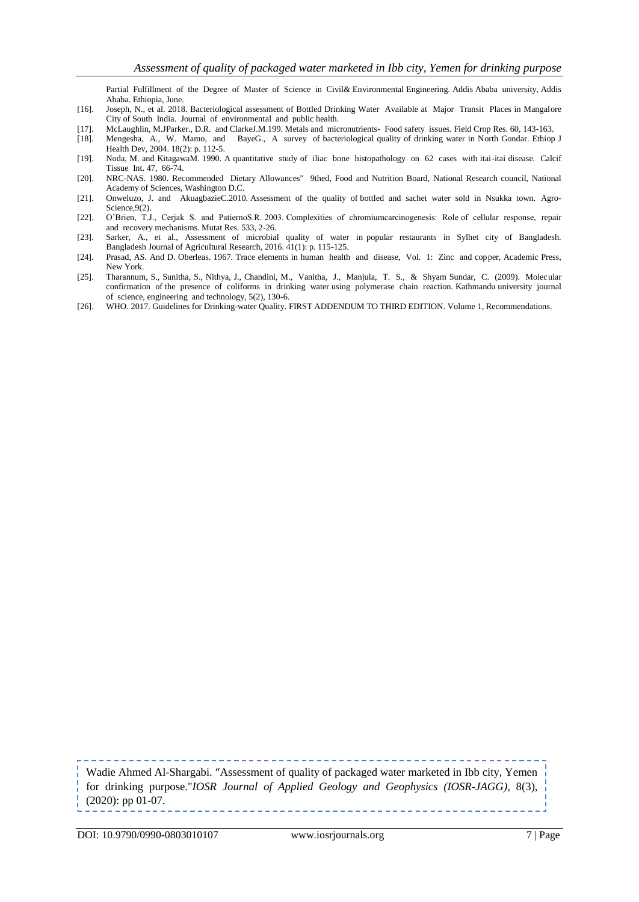Partial Fulfillment of the Degree of Master of Science in Civil& Environmental Engineering. Addis Ababa university, Addis Ababa. Ethiopia, June.

[16]. Joseph, N., et al. 2018. Bacteriological assessment of Bottled Drinking Water Available at Major Transit Places in Mangalore City of South India. Journal of environmental and public health.

[17]. McLaughlin, M.JParker., D.R. and ClarkeJ.M.199. Metals and micronutrients- Food safety issues. Field Crop Res. 60, 143-163.

[18]. Mengesha, A., W. Mamo, and BayeG., A survey of bacteriological quality of drinking water in North Gondar. Ethiop J Health Dev, 2004. 18(2): p. 112-5.

[19]. Noda, M. and KitagawaM. 1990. A quantitative study of iliac bone histopathology on 62 cases with itai-itai disease. Calcif Tissue Int. 47, 66-74.

[20]. NRC-NAS. 1980. Recommended Dietary Allowances" 9thed, Food and Nutrition Board, National Research council, National Academy of Sciences, Washington D.C.

[21]. Onweluzo, J. and AkuagbazieC.2010. Assessment of the quality of bottled and sachet water sold in Nsukka town. Agro-Science,9(2).

[22]. O'Brien, T.J., Cerjak S. and PatiernoS.R. 2003. Complexities of chromiumcarcinogenesis: Role of cellular response, repair and recovery mechanisms. Mutat Res. 533, 2-26.

[23]. Sarker, A., et al., Assessment of microbial quality of water in popular restaurants in Sylhet city of Bangladesh. Bangladesh Journal of Agricultural Research, 2016. 41(1): p. 115-125.

[24]. Prasad, AS. And D. Oberleas. 1967. Trace elements in human health and disease, Vol. 1: Zinc and copper, Academic Press, New York.

[25]. Tharannum, S., Sunitha, S., Nithya, J., Chandini, M., Vanitha, J., Manjula, T. S., & Shyam Sundar, C. (2009). Molecular confirmation of the presence of coliforms in drinking water using polymerase chain reaction. Kathmandu university journal of science, engineering and technology, 5(2), 130-6.

[26]. WHO. 2017. Guidelines for Drinking-water Quality. FIRST ADDENDUM TO THIRD EDITION. Volume 1, Recommendations.

Wadie Ahmed Al-Shargabi. "Assessment of quality of packaged water marketed in Ibb city, Yemen for drinking purpose."*IOSR Journal of Applied Geology and Geophysics (IOSR-JAGG),* 8(3), (2020): pp 01-07.